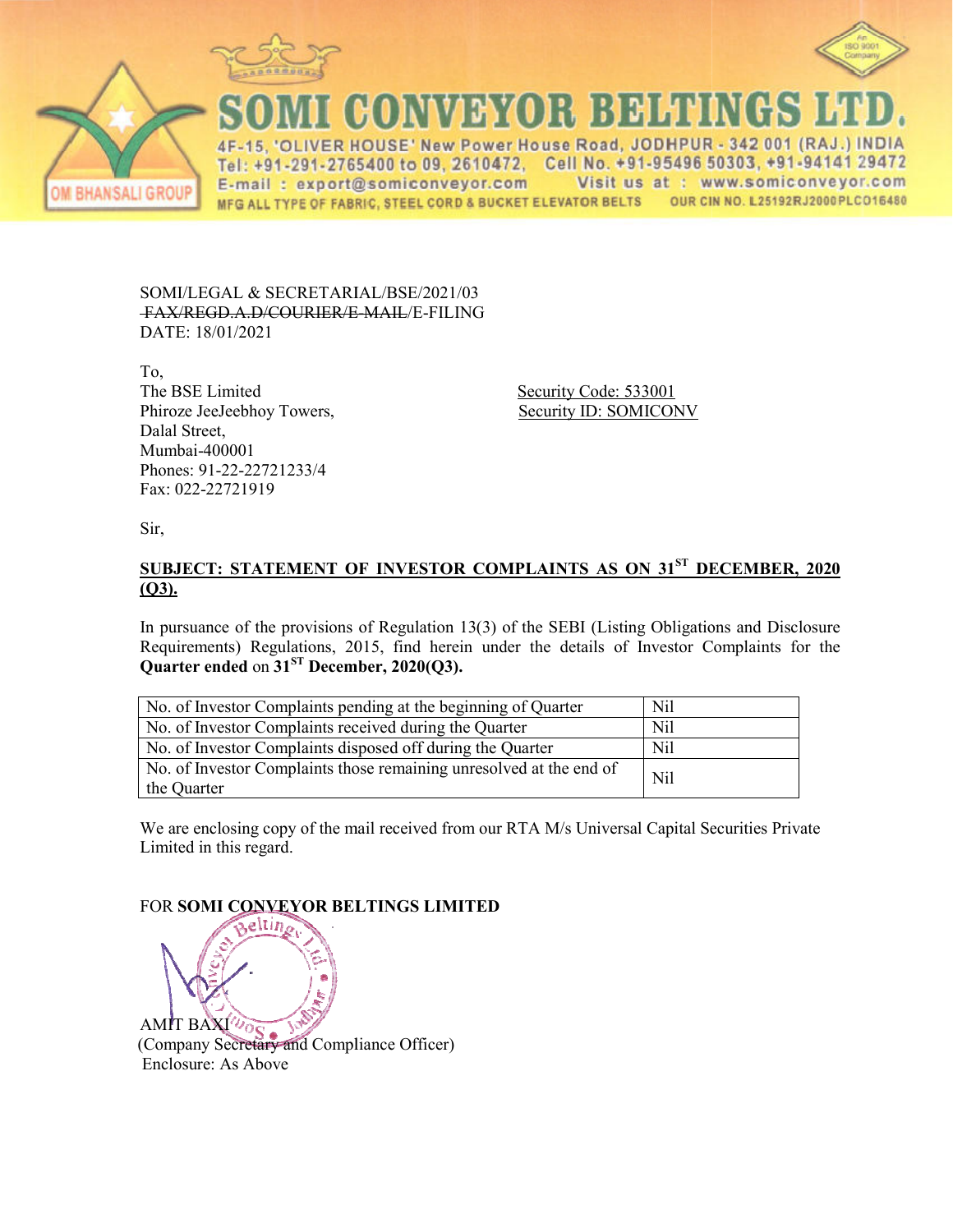# SOMI CONVEYOR BELTINGS LTD.

4F-15, 'OLIVER HOUSE' New Power House Road, JODHPUR - 342 001 (RAJ.) INDIA
Tel: +91-291-2765400 to 09, 2610472, Cell No. +91-95496 50303, +91-94141 29472
E-mail : export@somiconveyor.com Visit us at : www.somiconveyor.com
MFG ALL TYPE OF FABRIC, STEEL CORD & BUCKET ELEVATOR BELTS OUR CIN NO. L25192RJ2000PLCO16480

OM BHANSALI GROUP

SOMI/LEGAL & SECRETARIAL/BSE/2021/03
~~FAX/REGD.A.D/COURIER/E-MAIL~~/E-FILING
DATE: 18/01/2021

To,
The BSE Limited
Phiroze JeeJeebhoy Towers,
Dalal Street,
Mumbai-400001
Phones: 91-22-22721233/4
Fax: 022-22721919

Security Code: 533001
Security ID: SOMICONV

Sir,

**SUBJECT: STATEMENT OF INVESTOR COMPLAINTS AS ON 31ST DECEMBER, 2020 (Q3).**

In pursuance of the provisions of Regulation 13(3) of the SEBI (Listing Obligations and Disclosure Requirements) Regulations, 2015, find herein under the details of Investor Complaints for the **Quarter ended** on **31ST December, 2020(Q3).**

| | |
|---|---|
| No. of Investor Complaints pending at the beginning of Quarter | Nil |
| No. of Investor Complaints received during the Quarter | Nil |
| No. of Investor Complaints disposed off during the Quarter | Nil |
| No. of Investor Complaints those remaining unresolved at the end of the Quarter | Nil |

We are enclosing copy of the mail received from our RTA M/s Universal Capital Securities Private Limited in this regard.

FOR **SOMI CONVEYOR BELTINGS LIMITED**

AMIT BAXI
(Company Secretary and Compliance Officer)
Enclosure: As Above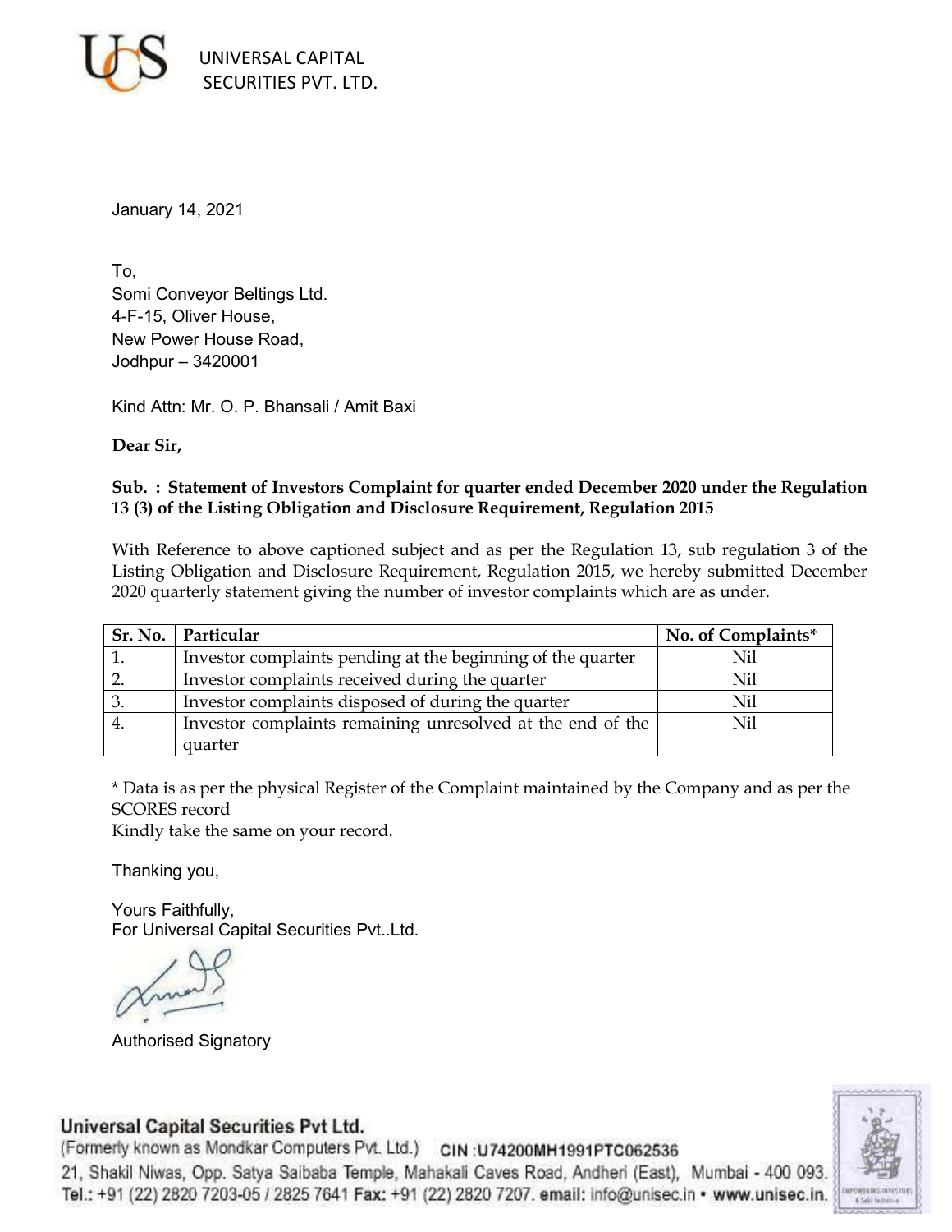UNIVERSAL CAPITAL SECURITIES PVT. LTD.

January 14, 2021

To,
Somi Conveyor Beltings Ltd.
4-F-15, Oliver House,
New Power House Road,
Jodhpur – 3420001

Kind Attn: Mr. O. P. Bhansali / Amit Baxi

**Dear Sir,**

**Sub. : Statement of Investors Complaint for quarter ended December 2020 under the Regulation 13 (3) of the Listing Obligation and Disclosure Requirement, Regulation 2015**

With Reference to above captioned subject and as per the Regulation 13, sub regulation 3 of the Listing Obligation and Disclosure Requirement, Regulation 2015, we hereby submitted December 2020 quarterly statement giving the number of investor complaints which are as under.

| Sr. No. | Particular | No. of Complaints* |
|---|---|---|
| 1. | Investor complaints pending at the beginning of the quarter | Nil |
| 2. | Investor complaints received during the quarter | Nil |
| 3. | Investor complaints disposed of during the quarter | Nil |
| 4. | Investor complaints remaining unresolved at the end of the quarter | Nil |

* Data is as per the physical Register of the Complaint maintained by the Company and as per the SCORES record

Kindly take the same on your record.

Thanking you,

Yours Faithfully,
For Universal Capital Securities Pvt..Ltd.

Authorised Signatory

**Universal Capital Securities Pvt Ltd.**
(Formerly known as Mondkar Computers Pvt. Ltd.) CIN :U74200MH1991PTC062536
21, Shakil Niwas, Opp. Satya Saibaba Temple, Mahakali Caves Road, Andheri (East), Mumbai - 400 093.
**Tel.:** +91 (22) 2820 7203-05 / 2825 7641 **Fax:** +91 (22) 2820 7207. **email:** info@unisec.in • **www.unisec.in.**